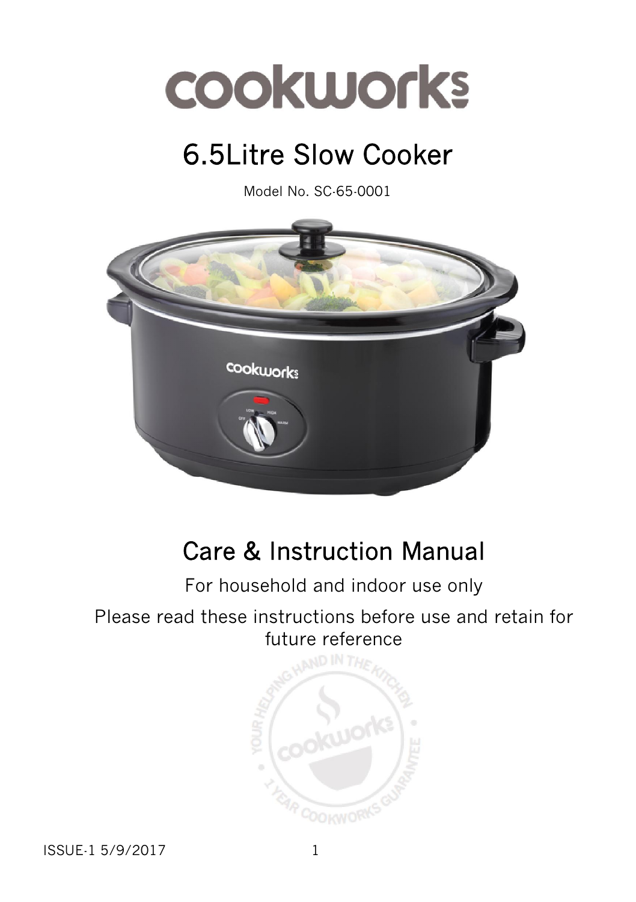# cookworks

# 6.5Litre Slow Cooker

Model No. SC-65-0001

## Care & Instruction Manual

For household and indoor use only

Please read these instructions before use and retain for future reference

ISSUE-1 5/9/2017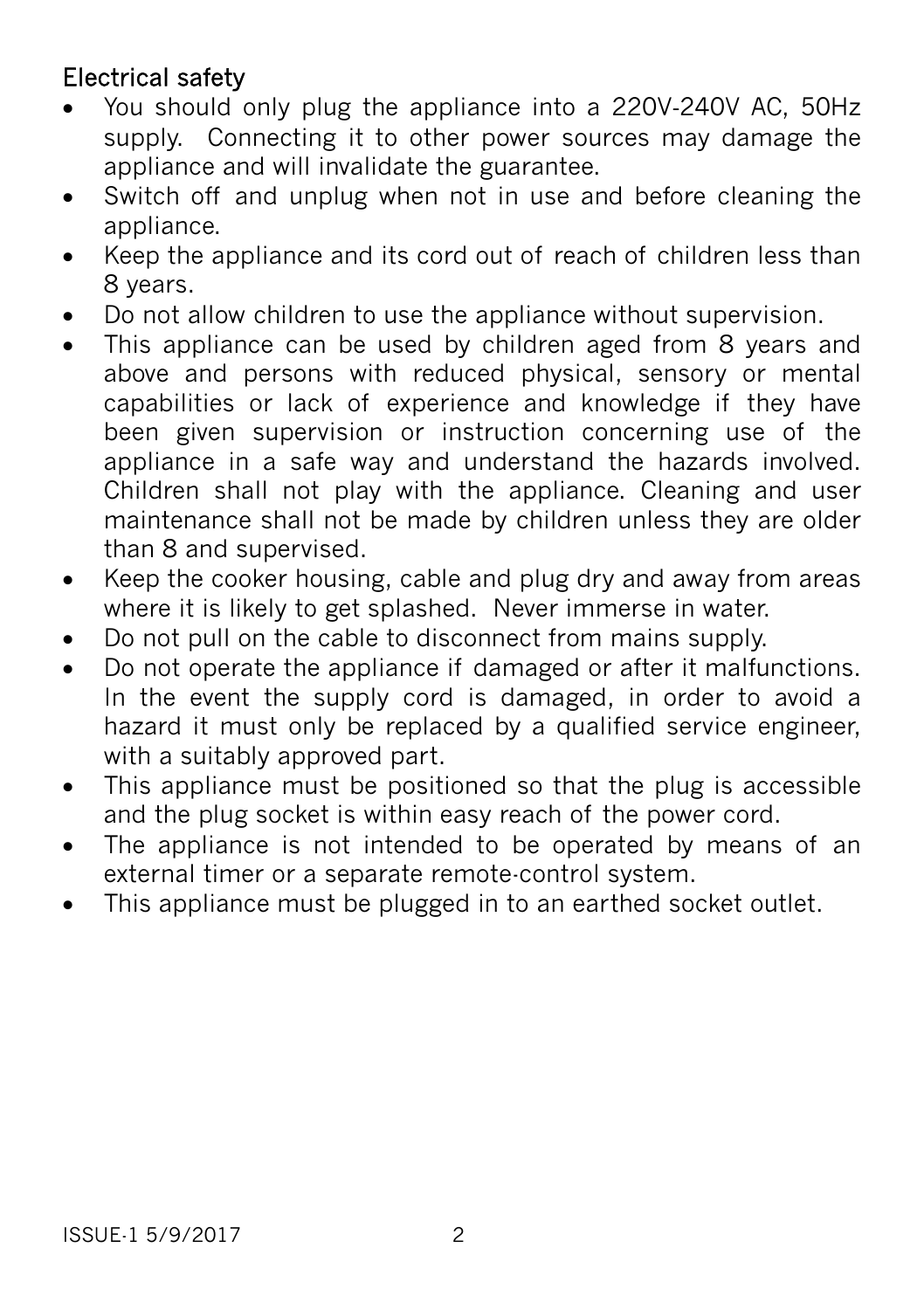## Electrical safety

- You should only plug the appliance into a 220V-240V AC, 50Hz supply. Connecting it to other power sources may damage the appliance and will invalidate the guarantee.
- Switch off and unplug when not in use and before cleaning the appliance.
- Keep the appliance and its cord out of reach of children less than 8 years.
- Do not allow children to use the appliance without supervision.
- This appliance can be used by children aged from 8 years and above and persons with reduced physical, sensory or mental capabilities or lack of experience and knowledge if they have been given supervision or instruction concerning use of the appliance in a safe way and understand the hazards involved. Children shall not play with the appliance. Cleaning and user maintenance shall not be made by children unless they are older than 8 and supervised.
- Keep the cooker housing, cable and plug dry and away from areas where it is likely to get splashed. Never immerse in water.
- Do not pull on the cable to disconnect from mains supply.
- Do not operate the appliance if damaged or after it malfunctions. In the event the supply cord is damaged, in order to avoid a hazard it must only be replaced by a qualified service engineer, with a suitably approved part.
- This appliance must be positioned so that the plug is accessible and the plug socket is within easy reach of the power cord.
- The appliance is not intended to be operated by means of an external timer or a separate remote-control system.
- This appliance must be plugged in to an earthed socket outlet.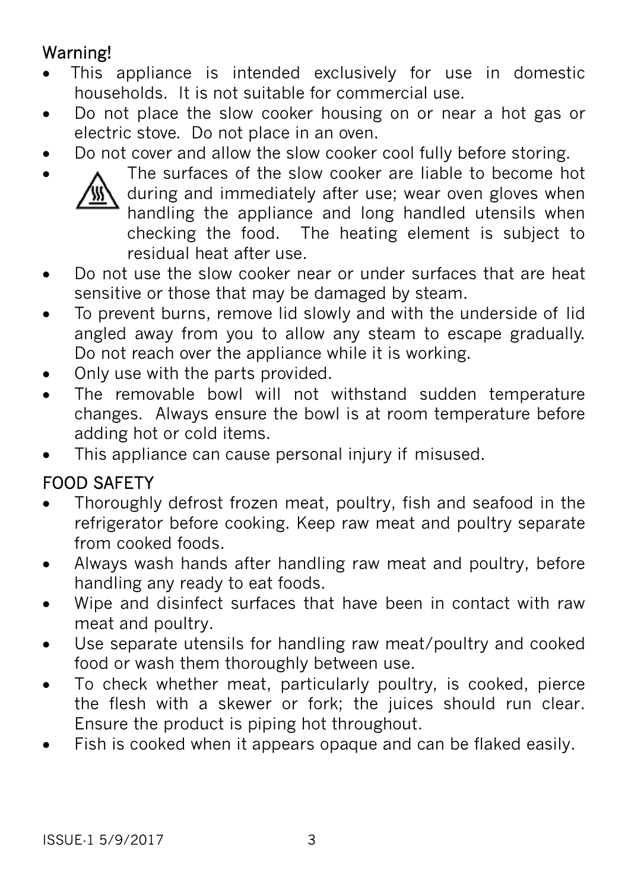## Warning!

- This appliance is intended exclusively for use in domestic households. It is not suitable for commercial use.
- Do not place the slow cooker housing on or near a hot gas or electric stove. Do not place in an oven.
- Do not cover and allow the slow cooker cool fully before storing.
- The surfaces of the slow cooker are liable to become hot during and immediately after use; wear oven gloves when handling the appliance and long handled utensils when checking the food. The heating element is subject to residual heat after use.
- Do not use the slow cooker near or under surfaces that are heat sensitive or those that may be damaged by steam.
- To prevent burns, remove lid slowly and with the underside of lid angled away from you to allow any steam to escape gradually. Do not reach over the appliance while it is working.
- Only use with the parts provided.
- The removable bowl will not withstand sudden temperature changes. Always ensure the bowl is at room temperature before adding hot or cold items.
- This appliance can cause personal injury if misused.

## FOOD SAFETY

- Thoroughly defrost frozen meat, poultry, fish and seafood in the refrigerator before cooking. Keep raw meat and poultry separate from cooked foods.
- Always wash hands after handling raw meat and poultry, before handling any ready to eat foods.
- Wipe and disinfect surfaces that have been in contact with raw meat and poultry.
- Use separate utensils for handling raw meat/poultry and cooked food or wash them thoroughly between use.
- To check whether meat, particularly poultry, is cooked, pierce the flesh with a skewer or fork; the juices should run clear. Ensure the product is piping hot throughout.
- Fish is cooked when it appears opaque and can be flaked easily.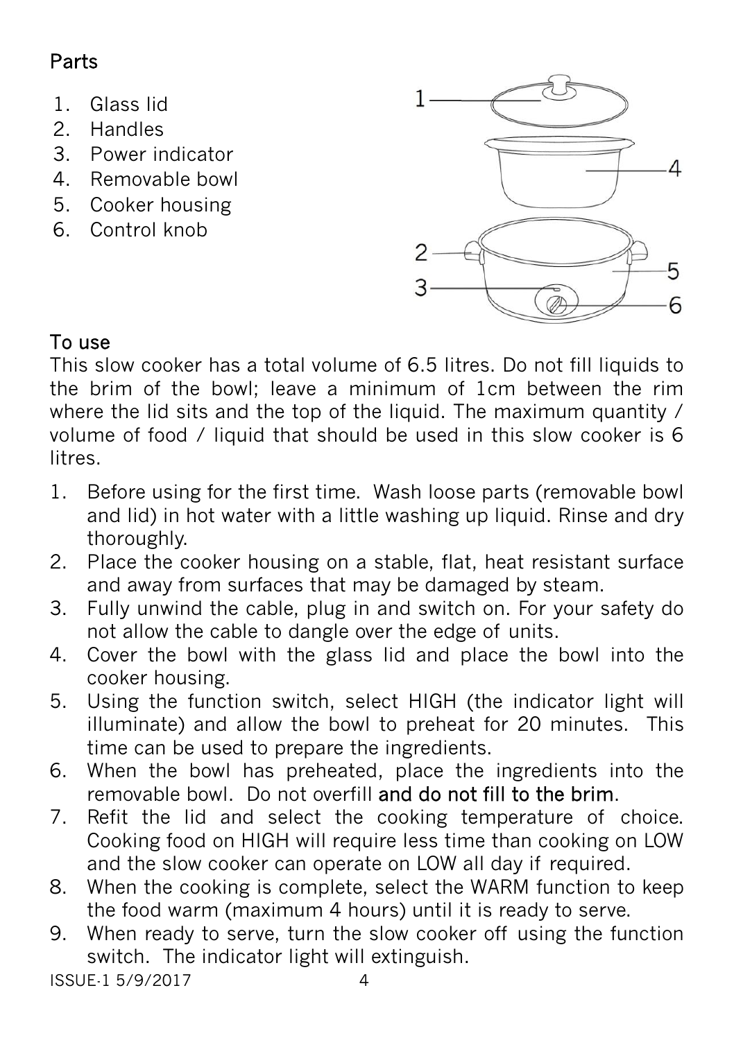## Parts

1. Glass lid
2. Handles
3. Power indicator
4. Removable bowl
5. Cooker housing
6. Control knob

## To use

This slow cooker has a total volume of 6.5 litres. Do not fill liquids to the brim of the bowl; leave a minimum of 1cm between the rim where the lid sits and the top of the liquid. The maximum quantity / volume of food / liquid that should be used in this slow cooker is 6 litres.

1. Before using for the first time. Wash loose parts (removable bowl and lid) in hot water with a little washing up liquid. Rinse and dry thoroughly.
2. Place the cooker housing on a stable, flat, heat resistant surface and away from surfaces that may be damaged by steam.
3. Fully unwind the cable, plug in and switch on. For your safety do not allow the cable to dangle over the edge of units.
4. Cover the bowl with the glass lid and place the bowl into the cooker housing.
5. Using the function switch, select HIGH (the indicator light will illuminate) and allow the bowl to preheat for 20 minutes. This time can be used to prepare the ingredients.
6. When the bowl has preheated, place the ingredients into the removable bowl. Do not overfill and do not fill to the brim.
7. Refit the lid and select the cooking temperature of choice. Cooking food on HIGH will require less time than cooking on LOW and the slow cooker can operate on LOW all day if required.
8. When the cooking is complete, select the WARM function to keep the food warm (maximum 4 hours) until it is ready to serve.
9. When ready to serve, turn the slow cooker off using the function switch. The indicator light will extinguish.

ISSUE-1 5/9/2017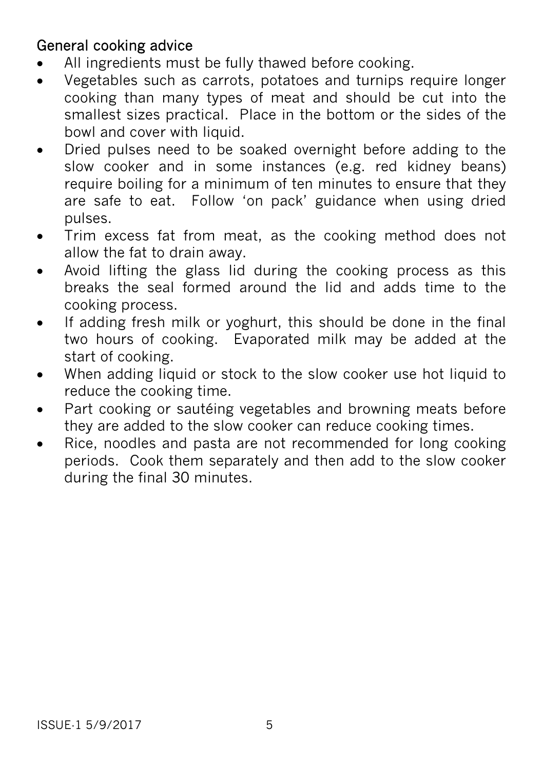## General cooking advice

- All ingredients must be fully thawed before cooking.
- Vegetables such as carrots, potatoes and turnips require longer cooking than many types of meat and should be cut into the smallest sizes practical. Place in the bottom or the sides of the bowl and cover with liquid.
- Dried pulses need to be soaked overnight before adding to the slow cooker and in some instances (e.g. red kidney beans) require boiling for a minimum of ten minutes to ensure that they are safe to eat. Follow 'on pack' guidance when using dried pulses.
- Trim excess fat from meat, as the cooking method does not allow the fat to drain away.
- Avoid lifting the glass lid during the cooking process as this breaks the seal formed around the lid and adds time to the cooking process.
- If adding fresh milk or yoghurt, this should be done in the final two hours of cooking. Evaporated milk may be added at the start of cooking.
- When adding liquid or stock to the slow cooker use hot liquid to reduce the cooking time.
- Part cooking or sautéing vegetables and browning meats before they are added to the slow cooker can reduce cooking times.
- Rice, noodles and pasta are not recommended for long cooking periods. Cook them separately and then add to the slow cooker during the final 30 minutes.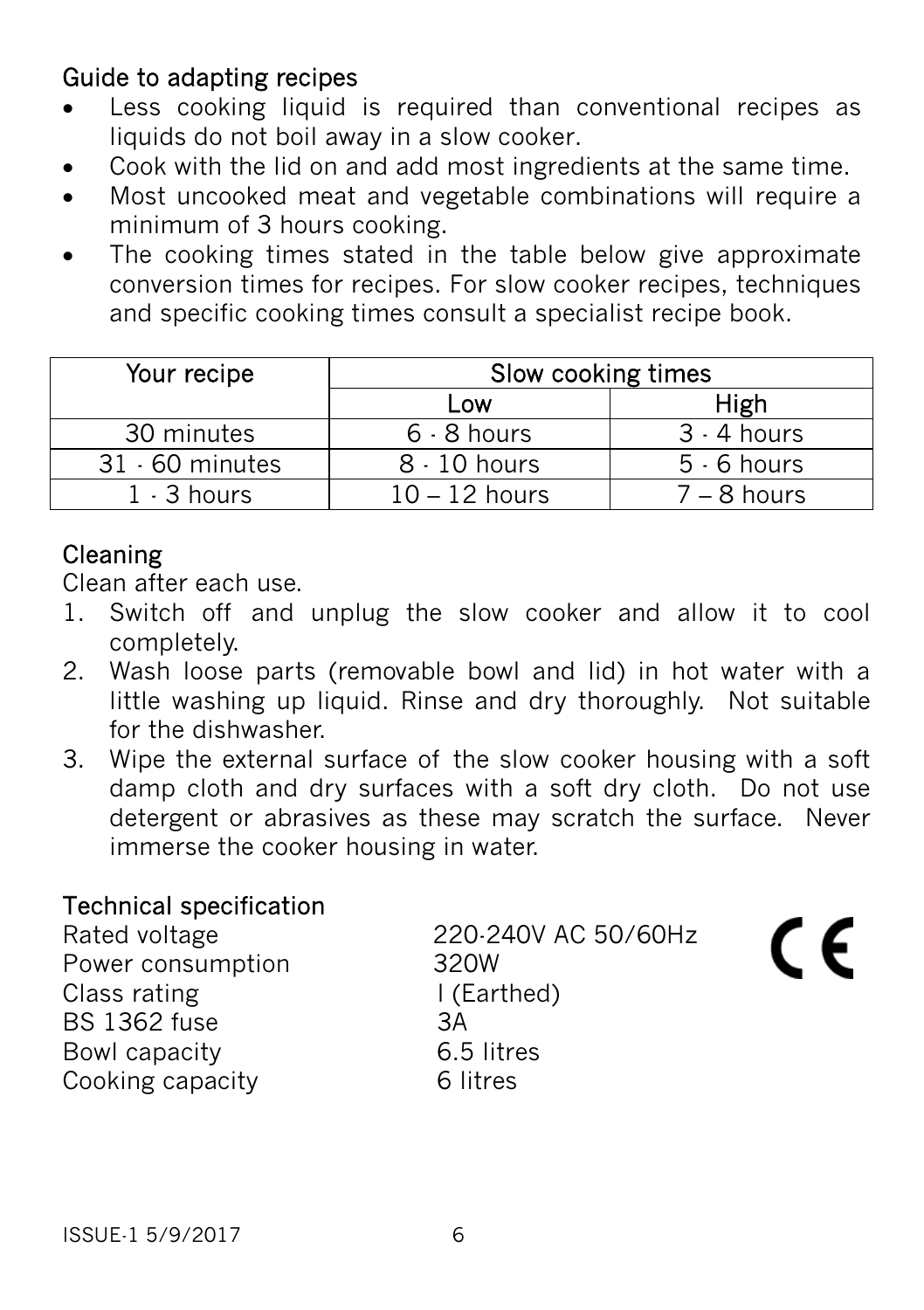## Guide to adapting recipes

- Less cooking liquid is required than conventional recipes as liquids do not boil away in a slow cooker.
- Cook with the lid on and add most ingredients at the same time.
- Most uncooked meat and vegetable combinations will require a minimum of 3 hours cooking.
- The cooking times stated in the table below give approximate conversion times for recipes. For slow cooker recipes, techniques and specific cooking times consult a specialist recipe book.

| Your recipe | Slow cooking times | |
|---|---|---|
| | Low | High |
| 30 minutes | 6 - 8 hours | 3 - 4 hours |
| 31 - 60 minutes | 8 - 10 hours | 5 - 6 hours |
| 1 - 3 hours | 10 – 12 hours | 7 – 8 hours |

## Cleaning

Clean after each use.

1. Switch off and unplug the slow cooker and allow it to cool completely.
2. Wash loose parts (removable bowl and lid) in hot water with a little washing up liquid. Rinse and dry thoroughly. Not suitable for the dishwasher.
3. Wipe the external surface of the slow cooker housing with a soft damp cloth and dry surfaces with a soft dry cloth. Do not use detergent or abrasives as these may scratch the surface. Never immerse the cooker housing in water.

## Technical specification

| | |
|---|---|
| Rated voltage | 220-240V AC 50/60Hz |
| Power consumption | 320W |
| Class rating | I (Earthed) |
| BS 1362 fuse | 3A |
| Bowl capacity | 6.5 litres |
| Cooking capacity | 6 litres |

CE

ISSUE-1 5/9/2017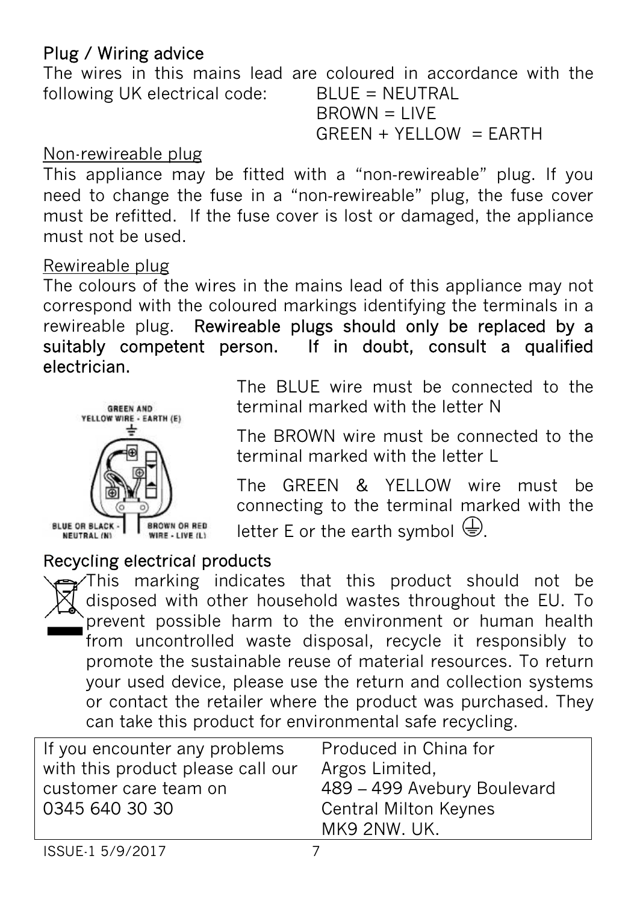## Plug / Wiring advice

The wires in this mains lead are coloured in accordance with the following UK electrical code:

BLUE = NEUTRAL
BROWN = LIVE
GREEN + YELLOW = EARTH

Non-rewireable plug

This appliance may be fitted with a “non-rewireable” plug. If you need to change the fuse in a “non-rewireable” plug, the fuse cover must be refitted. If the fuse cover is lost or damaged, the appliance must not be used.

Rewireable plug

The colours of the wires in the mains lead of this appliance may not correspond with the coloured markings identifying the terminals in a rewireable plug. **Rewireable plugs should only be replaced by a suitably competent person. If in doubt, consult a qualified electrician.**

GREEN AND YELLOW WIRE - EARTH (E)

BLUE OR BLACK - NEUTRAL (N)

BROWN OR RED WIRE - LIVE (L)

The BLUE wire must be connected to the terminal marked with the letter N

The BROWN wire must be connected to the terminal marked with the letter L

The GREEN & YELLOW wire must be connecting to the terminal marked with the letter E or the earth symbol ⏚.

## Recycling electrical products

This marking indicates that this product should not be disposed with other household wastes throughout the EU. To prevent possible harm to the environment or human health from uncontrolled waste disposal, recycle it responsibly to promote the sustainable reuse of material resources. To return your used device, please use the return and collection systems or contact the retailer where the product was purchased. They can take this product for environmental safe recycling.

| If you encounter any problems with this product please call our customer care team on 0345 640 30 30 | Produced in China for Argos Limited, 489 – 499 Avebury Boulevard Central Milton Keynes MK9 2NW. UK. |
|---|---|

ISSUE-1 5/9/2017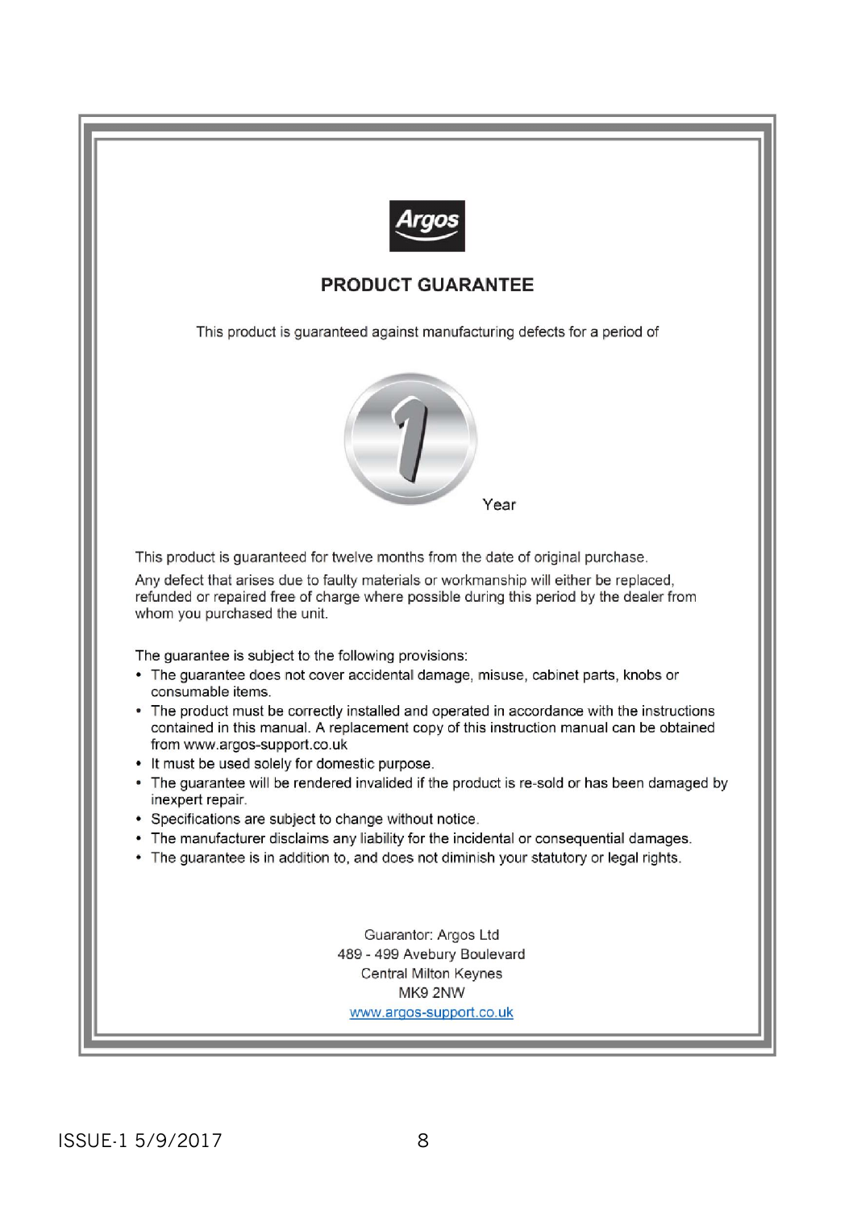Argos

## PRODUCT GUARANTEE

This product is guaranteed against manufacturing defects for a period of

1

Year

This product is guaranteed for twelve months from the date of original purchase.

Any defect that arises due to faulty materials or workmanship will either be replaced, refunded or repaired free of charge where possible during this period by the dealer from whom you purchased the unit.

The guarantee is subject to the following provisions:

- The guarantee does not cover accidental damage, misuse, cabinet parts, knobs or consumable items.
- The product must be correctly installed and operated in accordance with the instructions contained in this manual. A replacement copy of this instruction manual can be obtained from www.argos-support.co.uk
- It must be used solely for domestic purpose.
- The guarantee will be rendered invalided if the product is re-sold or has been damaged by inexpert repair.
- Specifications are subject to change without notice.
- The manufacturer disclaims any liability for the incidental or consequential damages.
- The guarantee is in addition to, and does not diminish your statutory or legal rights.

Guarantor: Argos Ltd
489 - 499 Avebury Boulevard
Central Milton Keynes
MK9 2NW
www.argos-support.co.uk

ISSUE-1 5/9/2017